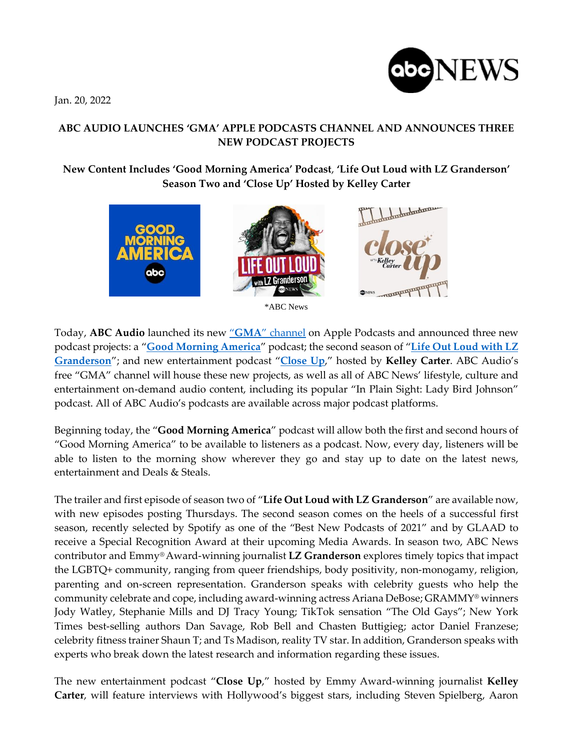Jan. 20, 2022

# ABC AUDIO LAUNCHES 'GMA' APPLE PODCASTS CHANNEL AND ANNOUNCES THREE NEW PODCAST PROJECTS

## New Content Includes 'Good Morning America' Podcast, 'Life Out Loud with LZ Granderson' Season Two and 'Close Up' Hosted by Kelley Carter

*ABC News

Today, **ABC Audio** launched its new "GMA" channel on Apple Podcasts and announced three new podcast projects: a "**Good Morning America**" podcast; the second season of "**Life Out Loud with LZ Granderson**"; and new entertainment podcast "**Close Up**," hosted by **Kelley Carter**. ABC Audio's free "GMA" channel will house these new projects, as well as all of ABC News' lifestyle, culture and entertainment on-demand audio content, including its popular "In Plain Sight: Lady Bird Johnson" podcast. All of ABC Audio's podcasts are available across major podcast platforms.

Beginning today, the "**Good Morning America**" podcast will allow both the first and second hours of "Good Morning America" to be available to listeners as a podcast. Now, every day, listeners will be able to listen to the morning show wherever they go and stay up to date on the latest news, entertainment and Deals & Steals.

The trailer and first episode of season two of "**Life Out Loud with LZ Granderson**" are available now, with new episodes posting Thursdays. The second season comes on the heels of a successful first season, recently selected by Spotify as one of the "Best New Podcasts of 2021" and by GLAAD to receive a Special Recognition Award at their upcoming Media Awards. In season two, ABC News contributor and Emmy® Award-winning journalist **LZ Granderson** explores timely topics that impact the LGBTQ+ community, ranging from queer friendships, body positivity, non-monogamy, religion, parenting and on-screen representation. Granderson speaks with celebrity guests who help the community celebrate and cope, including award-winning actress Ariana DeBose; GRAMMY® winners Jody Watley, Stephanie Mills and DJ Tracy Young; TikTok sensation "The Old Gays"; New York Times best-selling authors Dan Savage, Rob Bell and Chasten Buttigieg; actor Daniel Franzese; celebrity fitness trainer Shaun T; and Ts Madison, reality TV star. In addition, Granderson speaks with experts who break down the latest research and information regarding these issues.

The new entertainment podcast "**Close Up**," hosted by Emmy Award-winning journalist **Kelley Carter**, will feature interviews with Hollywood's biggest stars, including Steven Spielberg, Aaron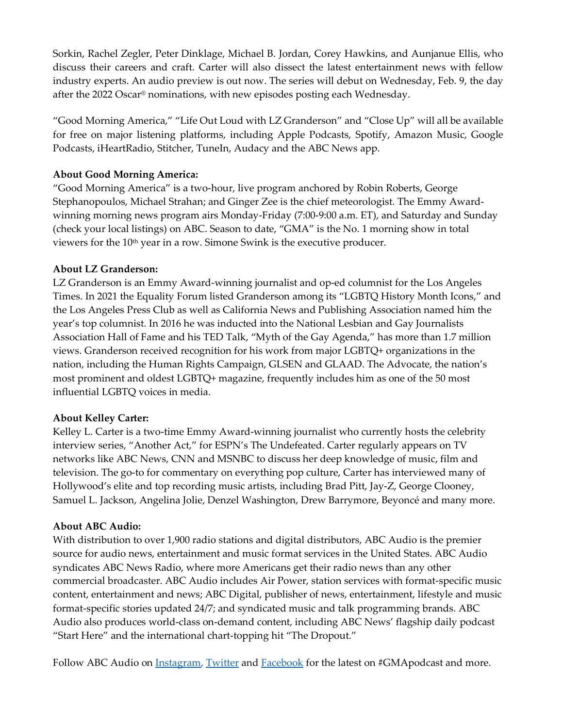Sorkin, Rachel Zegler, Peter Dinklage, Michael B. Jordan, Corey Hawkins, and Aunjanue Ellis, who discuss their careers and craft. Carter will also dissect the latest entertainment news with fellow industry experts. An audio preview is out now. The series will debut on Wednesday, Feb. 9, the day after the 2022 Oscar® nominations, with new episodes posting each Wednesday.

"Good Morning America," "Life Out Loud with LZ Granderson" and "Close Up" will all be available for free on major listening platforms, including Apple Podcasts, Spotify, Amazon Music, Google Podcasts, iHeartRadio, Stitcher, TuneIn, Audacy and the ABC News app.

**About Good Morning America:**
"Good Morning America" is a two-hour, live program anchored by Robin Roberts, George Stephanopoulos, Michael Strahan; and Ginger Zee is the chief meteorologist. The Emmy Award-winning morning news program airs Monday-Friday (7:00-9:00 a.m. ET), and Saturday and Sunday (check your local listings) on ABC. Season to date, "GMA" is the No. 1 morning show in total viewers for the 10th year in a row. Simone Swink is the executive producer.

**About LZ Granderson:**
LZ Granderson is an Emmy Award-winning journalist and op-ed columnist for the Los Angeles Times. In 2021 the Equality Forum listed Granderson among its "LGBTQ History Month Icons," and the Los Angeles Press Club as well as California News and Publishing Association named him the year's top columnist. In 2016 he was inducted into the National Lesbian and Gay Journalists Association Hall of Fame and his TED Talk, "Myth of the Gay Agenda," has more than 1.7 million views. Granderson received recognition for his work from major LGBTQ+ organizations in the nation, including the Human Rights Campaign, GLSEN and GLAAD. The Advocate, the nation's most prominent and oldest LGBTQ+ magazine, frequently includes him as one of the 50 most influential LGBTQ voices in media.

**About Kelley Carter:**
Kelley L. Carter is a two-time Emmy Award-winning journalist who currently hosts the celebrity interview series, "Another Act," for ESPN's The Undefeated. Carter regularly appears on TV networks like ABC News, CNN and MSNBC to discuss her deep knowledge of music, film and television. The go-to for commentary on everything pop culture, Carter has interviewed many of Hollywood's elite and top recording music artists, including Brad Pitt, Jay-Z, George Clooney, Samuel L. Jackson, Angelina Jolie, Denzel Washington, Drew Barrymore, Beyoncé and many more.

**About ABC Audio:**
With distribution to over 1,900 radio stations and digital distributors, ABC Audio is the premier source for audio news, entertainment and music format services in the United States. ABC Audio syndicates ABC News Radio, where more Americans get their radio news than any other commercial broadcaster. ABC Audio includes Air Power, station services with format-specific music content, entertainment and news; ABC Digital, publisher of news, entertainment, lifestyle and music format-specific stories updated 24/7; and syndicated music and talk programming brands. ABC Audio also produces world-class on-demand content, including ABC News' flagship daily podcast "Start Here" and the international chart-topping hit "The Dropout."

Follow ABC Audio on Instagram, Twitter and Facebook for the latest on #GMApodcast and more.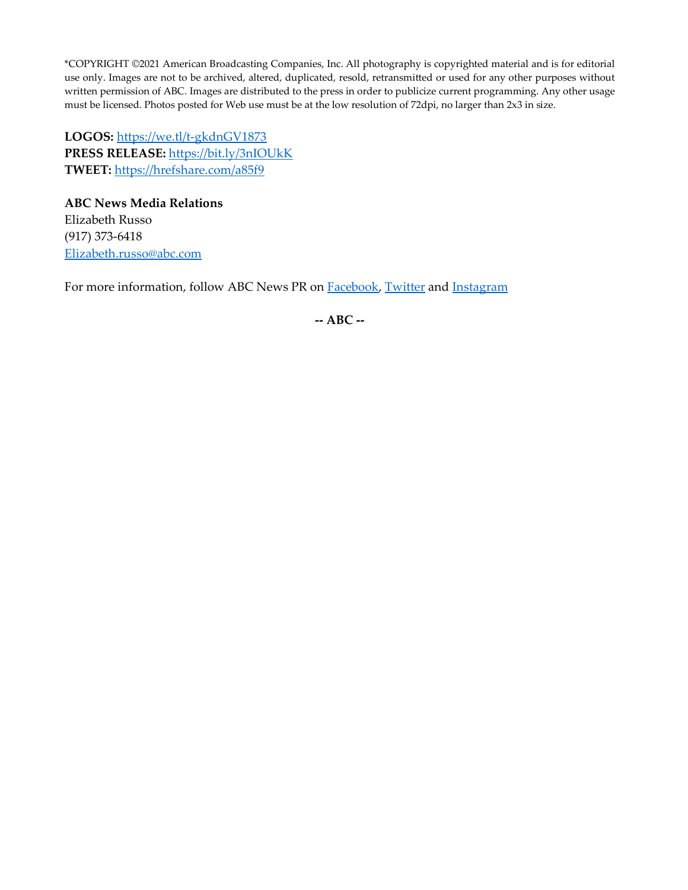*COPYRIGHT ©2021 American Broadcasting Companies, Inc. All photography is copyrighted material and is for editorial use only. Images are not to be archived, altered, duplicated, resold, retransmitted or used for any other purposes without written permission of ABC. Images are distributed to the press in order to publicize current programming. Any other usage must be licensed. Photos posted for Web use must be at the low resolution of 72dpi, no larger than 2x3 in size.

**LOGOS:** https://we.tl/t-gkdnGV1873
**PRESS RELEASE:** https://bit.ly/3nIOUkK
**TWEET:** https://hrefshare.com/a85f9

**ABC News Media Relations**
Elizabeth Russo
(917) 373-6418
Elizabeth.russo@abc.com

For more information, follow ABC News PR on Facebook, Twitter and Instagram

**-- ABC --**